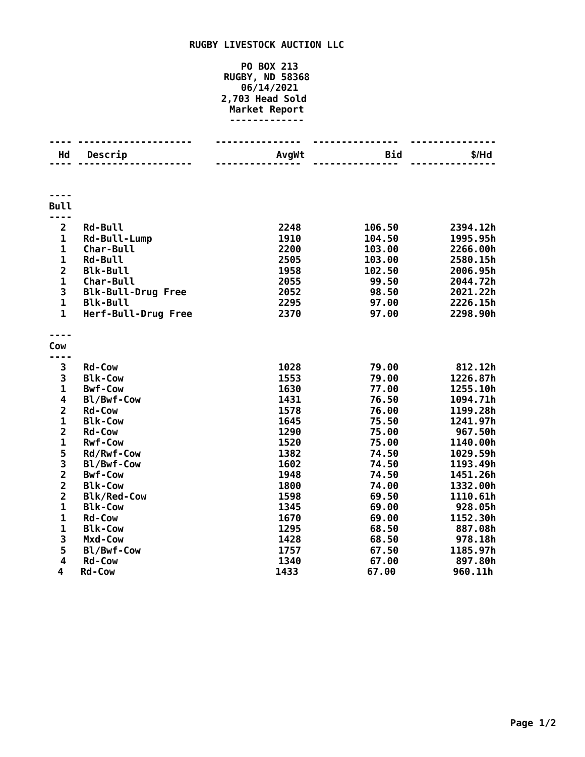# RUGBY LIVESTOCK AUCTION LLC

**PO BOX 213**
**RUGBY, ND 58368**
**06/14/2021**
**2,703 Head Sold**
**Market Report**

| Hd | Descrip | AvgWt | Bid | $/Hd |
|---|---|---|---|---|
| **Bull** | | | | |
| 2 | Rd-Bull | 2248 | 106.50 | 2394.12h |
| 1 | Rd-Bull-Lump | 1910 | 104.50 | 1995.95h |
| 1 | Char-Bull | 2200 | 103.00 | 2266.00h |
| 1 | Rd-Bull | 2505 | 103.00 | 2580.15h |
| 2 | Blk-Bull | 1958 | 102.50 | 2006.95h |
| 1 | Char-Bull | 2055 | 99.50 | 2044.72h |
| 3 | Blk-Bull-Drug Free | 2052 | 98.50 | 2021.22h |
| 1 | Blk-Bull | 2295 | 97.00 | 2226.15h |
| 1 | Herf-Bull-Drug Free | 2370 | 97.00 | 2298.90h |
| **Cow** | | | | |
| 3 | Rd-Cow | 1028 | 79.00 | 812.12h |
| 3 | Blk-Cow | 1553 | 79.00 | 1226.87h |
| 1 | Bwf-Cow | 1630 | 77.00 | 1255.10h |
| 4 | Bl/Bwf-Cow | 1431 | 76.50 | 1094.71h |
| 2 | Rd-Cow | 1578 | 76.00 | 1199.28h |
| 1 | Blk-Cow | 1645 | 75.50 | 1241.97h |
| 2 | Rd-Cow | 1290 | 75.00 | 967.50h |
| 1 | Rwf-Cow | 1520 | 75.00 | 1140.00h |
| 5 | Rd/Rwf-Cow | 1382 | 74.50 | 1029.59h |
| 3 | Bl/Bwf-Cow | 1602 | 74.50 | 1193.49h |
| 2 | Bwf-Cow | 1948 | 74.50 | 1451.26h |
| 2 | Blk-Cow | 1800 | 74.00 | 1332.00h |
| 2 | Blk/Red-Cow | 1598 | 69.50 | 1110.61h |
| 1 | Blk-Cow | 1345 | 69.00 | 928.05h |
| 1 | Rd-Cow | 1670 | 69.00 | 1152.30h |
| 1 | Blk-Cow | 1295 | 68.50 | 887.08h |
| 3 | Mxd-Cow | 1428 | 68.50 | 978.18h |
| 5 | Bl/Bwf-Cow | 1757 | 67.50 | 1185.97h |
| 4 | Rd-Cow | 1340 | 67.00 | 897.80h |
| 4 | Rd-Cow | 1433 | 67.00 | 960.11h |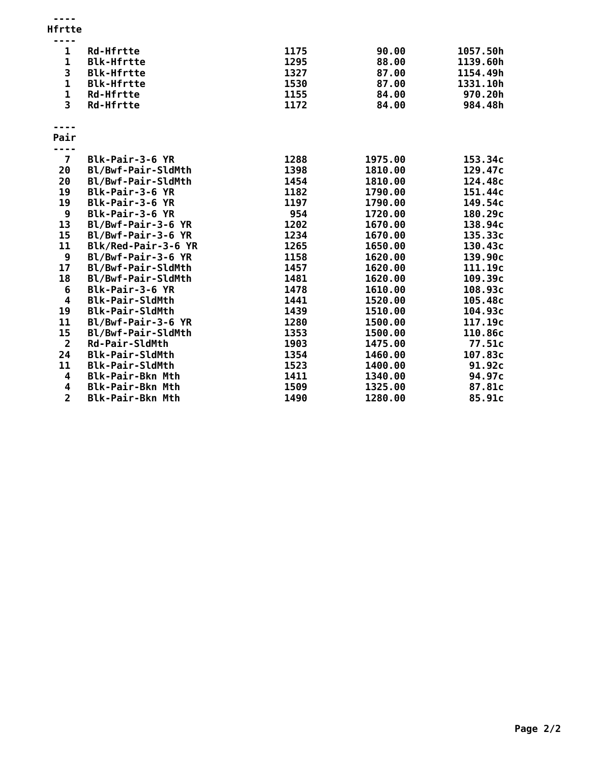----
Hfrtte
----

| | | | | |
|---|---|---|---|---|
| 1 | Rd-Hfrtte | 1175 | 90.00 | 1057.50h |
| 1 | Blk-Hfrtte | 1295 | 88.00 | 1139.60h |
| 3 | Blk-Hfrtte | 1327 | 87.00 | 1154.49h |
| 1 | Blk-Hfrtte | 1530 | 87.00 | 1331.10h |
| 1 | Rd-Hfrtte | 1155 | 84.00 | 970.20h |
| 3 | Rd-Hfrtte | 1172 | 84.00 | 984.48h |

----
Pair
----

| | | | | |
|---|---|---|---|---|
| 7 | Blk-Pair-3-6 YR | 1288 | 1975.00 | 153.34c |
| 20 | Bl/Bwf-Pair-SldMth | 1398 | 1810.00 | 129.47c |
| 20 | Bl/Bwf-Pair-SldMth | 1454 | 1810.00 | 124.48c |
| 19 | Blk-Pair-3-6 YR | 1182 | 1790.00 | 151.44c |
| 19 | Blk-Pair-3-6 YR | 1197 | 1790.00 | 149.54c |
| 9 | Blk-Pair-3-6 YR | 954 | 1720.00 | 180.29c |
| 13 | Bl/Bwf-Pair-3-6 YR | 1202 | 1670.00 | 138.94c |
| 15 | Bl/Bwf-Pair-3-6 YR | 1234 | 1670.00 | 135.33c |
| 11 | Blk/Red-Pair-3-6 YR | 1265 | 1650.00 | 130.43c |
| 9 | Bl/Bwf-Pair-3-6 YR | 1158 | 1620.00 | 139.90c |
| 17 | Bl/Bwf-Pair-SldMth | 1457 | 1620.00 | 111.19c |
| 18 | Bl/Bwf-Pair-SldMth | 1481 | 1620.00 | 109.39c |
| 6 | Blk-Pair-3-6 YR | 1478 | 1610.00 | 108.93c |
| 4 | Blk-Pair-SldMth | 1441 | 1520.00 | 105.48c |
| 19 | Blk-Pair-SldMth | 1439 | 1510.00 | 104.93c |
| 11 | Bl/Bwf-Pair-3-6 YR | 1280 | 1500.00 | 117.19c |
| 15 | Bl/Bwf-Pair-SldMth | 1353 | 1500.00 | 110.86c |
| 2 | Rd-Pair-SldMth | 1903 | 1475.00 | 77.51c |
| 24 | Blk-Pair-SldMth | 1354 | 1460.00 | 107.83c |
| 11 | Blk-Pair-SldMth | 1523 | 1400.00 | 91.92c |
| 4 | Blk-Pair-Bkn Mth | 1411 | 1340.00 | 94.97c |
| 4 | Blk-Pair-Bkn Mth | 1509 | 1325.00 | 87.81c |
| 2 | Blk-Pair-Bkn Mth | 1490 | 1280.00 | 85.91c |